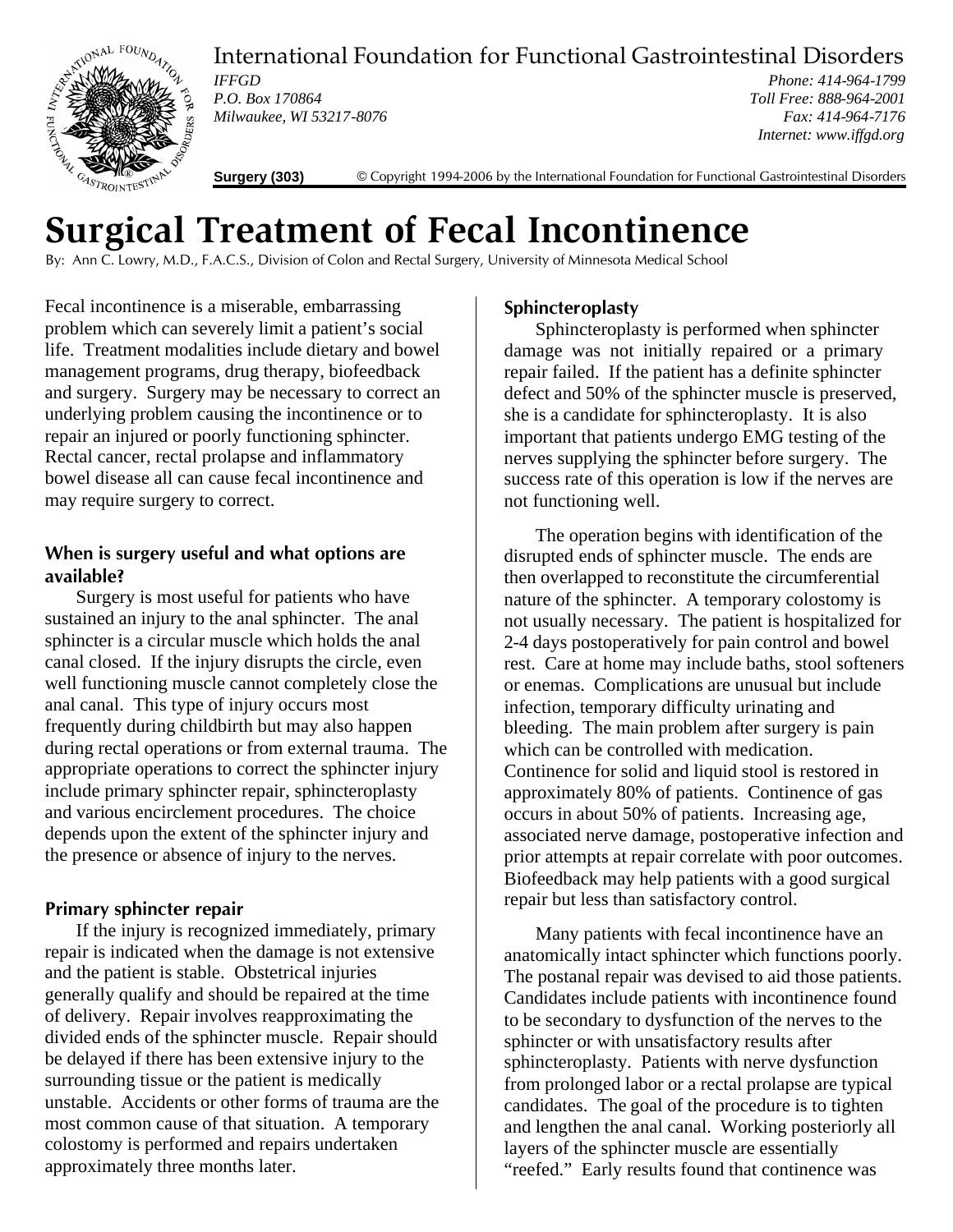International Foundation for Functional Gastrointestinal Disorders

*IFFGD*
*P.O. Box 170864*
*Milwaukee, WI 53217-8076*

*Phone: 414-964-1799*
*Toll Free: 888-964-2001*
*Fax: 414-964-7176*
*Internet: www.iffgd.org*

**Surgery (303)** © Copyright 1994-2006 by the International Foundation for Functional Gastrointestinal Disorders

# Surgical Treatment of Fecal Incontinence

By: Ann C. Lowry, M.D., F.A.C.S., Division of Colon and Rectal Surgery, University of Minnesota Medical School

Fecal incontinence is a miserable, embarrassing problem which can severely limit a patient's social life. Treatment modalities include dietary and bowel management programs, drug therapy, biofeedback and surgery. Surgery may be necessary to correct an underlying problem causing the incontinence or to repair an injured or poorly functioning sphincter. Rectal cancer, rectal prolapse and inflammatory bowel disease all can cause fecal incontinence and may require surgery to correct.

## When is surgery useful and what options are available?

Surgery is most useful for patients who have sustained an injury to the anal sphincter. The anal sphincter is a circular muscle which holds the anal canal closed. If the injury disrupts the circle, even well functioning muscle cannot completely close the anal canal. This type of injury occurs most frequently during childbirth but may also happen during rectal operations or from external trauma. The appropriate operations to correct the sphincter injury include primary sphincter repair, sphincteroplasty and various encirclement procedures. The choice depends upon the extent of the sphincter injury and the presence or absence of injury to the nerves.

## Primary sphincter repair

If the injury is recognized immediately, primary repair is indicated when the damage is not extensive and the patient is stable. Obstetrical injuries generally qualify and should be repaired at the time of delivery. Repair involves reapproximating the divided ends of the sphincter muscle. Repair should be delayed if there has been extensive injury to the surrounding tissue or the patient is medically unstable. Accidents or other forms of trauma are the most common cause of that situation. A temporary colostomy is performed and repairs undertaken approximately three months later.

## Sphincteroplasty

Sphincteroplasty is performed when sphincter damage was not initially repaired or a primary repair failed. If the patient has a definite sphincter defect and 50% of the sphincter muscle is preserved, she is a candidate for sphincteroplasty. It is also important that patients undergo EMG testing of the nerves supplying the sphincter before surgery. The success rate of this operation is low if the nerves are not functioning well.

The operation begins with identification of the disrupted ends of sphincter muscle. The ends are then overlapped to reconstitute the circumferential nature of the sphincter. A temporary colostomy is not usually necessary. The patient is hospitalized for 2-4 days postoperatively for pain control and bowel rest. Care at home may include baths, stool softeners or enemas. Complications are unusual but include infection, temporary difficulty urinating and bleeding. The main problem after surgery is pain which can be controlled with medication. Continence for solid and liquid stool is restored in approximately 80% of patients. Continence of gas occurs in about 50% of patients. Increasing age, associated nerve damage, postoperative infection and prior attempts at repair correlate with poor outcomes. Biofeedback may help patients with a good surgical repair but less than satisfactory control.

Many patients with fecal incontinence have an anatomically intact sphincter which functions poorly. The postanal repair was devised to aid those patients. Candidates include patients with incontinence found to be secondary to dysfunction of the nerves to the sphincter or with unsatisfactory results after sphincteroplasty. Patients with nerve dysfunction from prolonged labor or a rectal prolapse are typical candidates. The goal of the procedure is to tighten and lengthen the anal canal. Working posteriorly all layers of the sphincter muscle are essentially "reefed." Early results found that continence was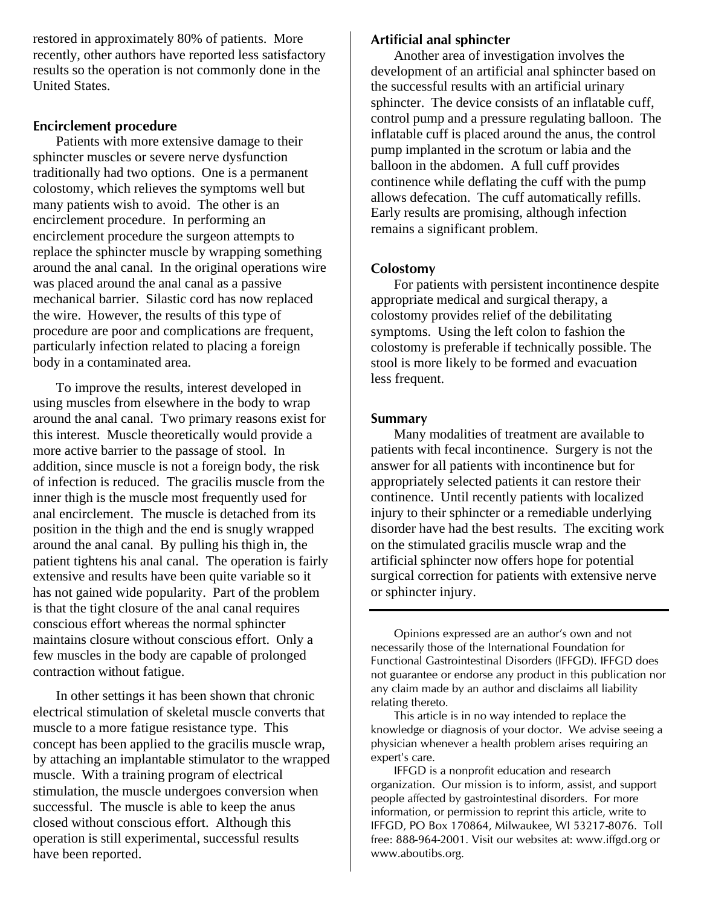restored in approximately 80% of patients. More recently, other authors have reported less satisfactory results so the operation is not commonly done in the United States.

### Encirclement procedure

Patients with more extensive damage to their sphincter muscles or severe nerve dysfunction traditionally had two options. One is a permanent colostomy, which relieves the symptoms well but many patients wish to avoid. The other is an encirclement procedure. In performing an encirclement procedure the surgeon attempts to replace the sphincter muscle by wrapping something around the anal canal. In the original operations wire was placed around the anal canal as a passive mechanical barrier. Silastic cord has now replaced the wire. However, the results of this type of procedure are poor and complications are frequent, particularly infection related to placing a foreign body in a contaminated area.

To improve the results, interest developed in using muscles from elsewhere in the body to wrap around the anal canal. Two primary reasons exist for this interest. Muscle theoretically would provide a more active barrier to the passage of stool. In addition, since muscle is not a foreign body, the risk of infection is reduced. The gracilis muscle from the inner thigh is the muscle most frequently used for anal encirclement. The muscle is detached from its position in the thigh and the end is snugly wrapped around the anal canal. By pulling his thigh in, the patient tightens his anal canal. The operation is fairly extensive and results have been quite variable so it has not gained wide popularity. Part of the problem is that the tight closure of the anal canal requires conscious effort whereas the normal sphincter maintains closure without conscious effort. Only a few muscles in the body are capable of prolonged contraction without fatigue.

In other settings it has been shown that chronic electrical stimulation of skeletal muscle converts that muscle to a more fatigue resistance type. This concept has been applied to the gracilis muscle wrap, by attaching an implantable stimulator to the wrapped muscle. With a training program of electrical stimulation, the muscle undergoes conversion when successful. The muscle is able to keep the anus closed without conscious effort. Although this operation is still experimental, successful results have been reported.

### Artificial anal sphincter

Another area of investigation involves the development of an artificial anal sphincter based on the successful results with an artificial urinary sphincter. The device consists of an inflatable cuff, control pump and a pressure regulating balloon. The inflatable cuff is placed around the anus, the control pump implanted in the scrotum or labia and the balloon in the abdomen. A full cuff provides continence while deflating the cuff with the pump allows defecation. The cuff automatically refills. Early results are promising, although infection remains a significant problem.

### Colostomy

For patients with persistent incontinence despite appropriate medical and surgical therapy, a colostomy provides relief of the debilitating symptoms. Using the left colon to fashion the colostomy is preferable if technically possible. The stool is more likely to be formed and evacuation less frequent.

### Summary

Many modalities of treatment are available to patients with fecal incontinence. Surgery is not the answer for all patients with incontinence but for appropriately selected patients it can restore their continence. Until recently patients with localized injury to their sphincter or a remediable underlying disorder have had the best results. The exciting work on the stimulated gracilis muscle wrap and the artificial sphincter now offers hope for potential surgical correction for patients with extensive nerve or sphincter injury.

---

Opinions expressed are an author's own and not necessarily those of the International Foundation for Functional Gastrointestinal Disorders (IFFGD). IFFGD does not guarantee or endorse any product in this publication nor any claim made by an author and disclaims all liability relating thereto.

This article is in no way intended to replace the knowledge or diagnosis of your doctor. We advise seeing a physician whenever a health problem arises requiring an expert's care.

IFFGD is a nonprofit education and research organization. Our mission is to inform, assist, and support people affected by gastrointestinal disorders. For more information, or permission to reprint this article, write to IFFGD, PO Box 170864, Milwaukee, WI 53217-8076. Toll free: 888-964-2001. Visit our websites at: www.iffgd.org or www.aboutibs.org.